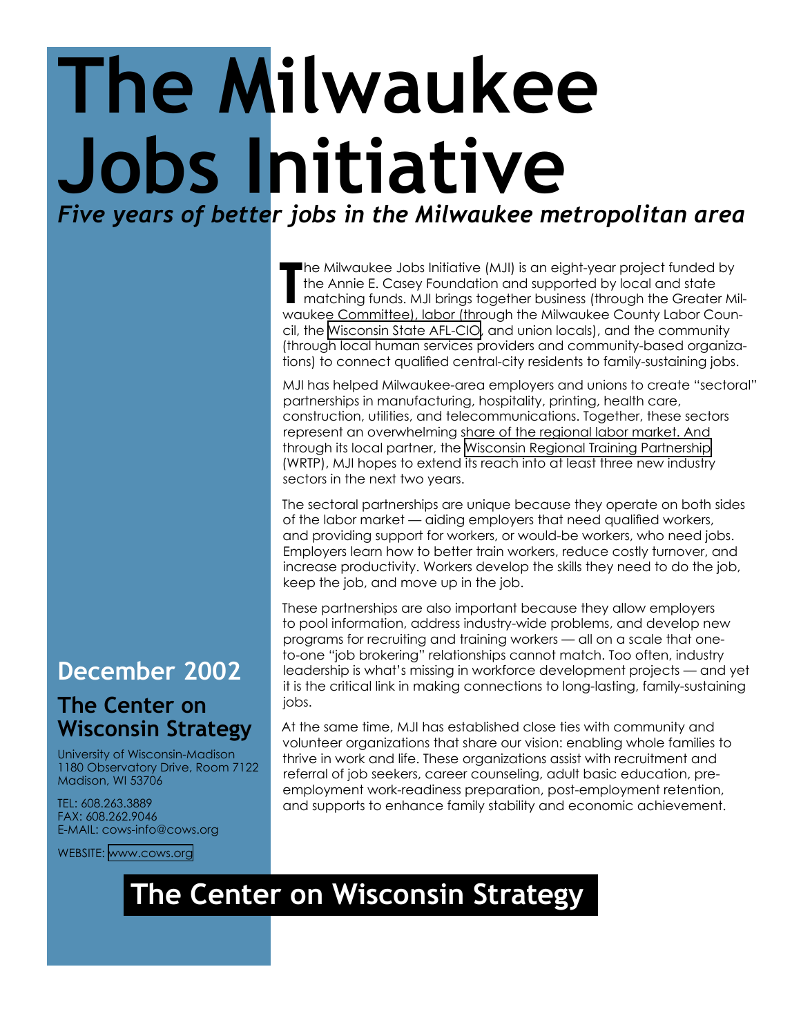# The Milwaukee Jobs Initiative

***Five years of better jobs in the Milwaukee metropolitan area***

The Milwaukee Jobs Initiative (MJI) is an eight-year project funded by the Annie E. Casey Foundation and supported by local and state matching funds. MJI brings together business (through the Greater Milwaukee Committee), labor (through the Milwaukee County Labor Council, the Wisconsin State AFL-CIO, and union locals), and the community (through local human services providers and community-based organizations) to connect qualified central-city residents to family-sustaining jobs.

MJI has helped Milwaukee-area employers and unions to create "sectoral" partnerships in manufacturing, hospitality, printing, health care, construction, utilities, and telecommunications. Together, these sectors represent an overwhelming share of the regional labor market. And through its local partner, the Wisconsin Regional Training Partnership (WRTP), MJI hopes to extend its reach into at least three new industry sectors in the next two years.

The sectoral partnerships are unique because they operate on both sides of the labor market — aiding employers that need qualified workers, and providing support for workers, or would-be workers, who need jobs. Employers learn how to better train workers, reduce costly turnover, and increase productivity. Workers develop the skills they need to do the job, keep the job, and move up in the job.

These partnerships are also important because they allow employers to pool information, address industry-wide problems, and develop new programs for recruiting and training workers — all on a scale that one-to-one "job brokering" relationships cannot match. Too often, industry leadership is what's missing in workforce development projects — and yet it is the critical link in making connections to long-lasting, family-sustaining jobs.

At the same time, MJI has established close ties with community and volunteer organizations that share our vision: enabling whole families to thrive in work and life. These organizations assist with recruitment and referral of job seekers, career counseling, adult basic education, pre-employment work-readiness preparation, post-employment retention, and supports to enhance family stability and economic achievement.

## December 2002

## The Center on Wisconsin Strategy

University of Wisconsin-Madison
1180 Observatory Drive, Room 7122
Madison, WI 53706

TEL: 608.263.3889
FAX: 608.262.9046
E-MAIL: cows-info@cows.org

WEBSITE: www.cows.org

**The Center on Wisconsin Strategy**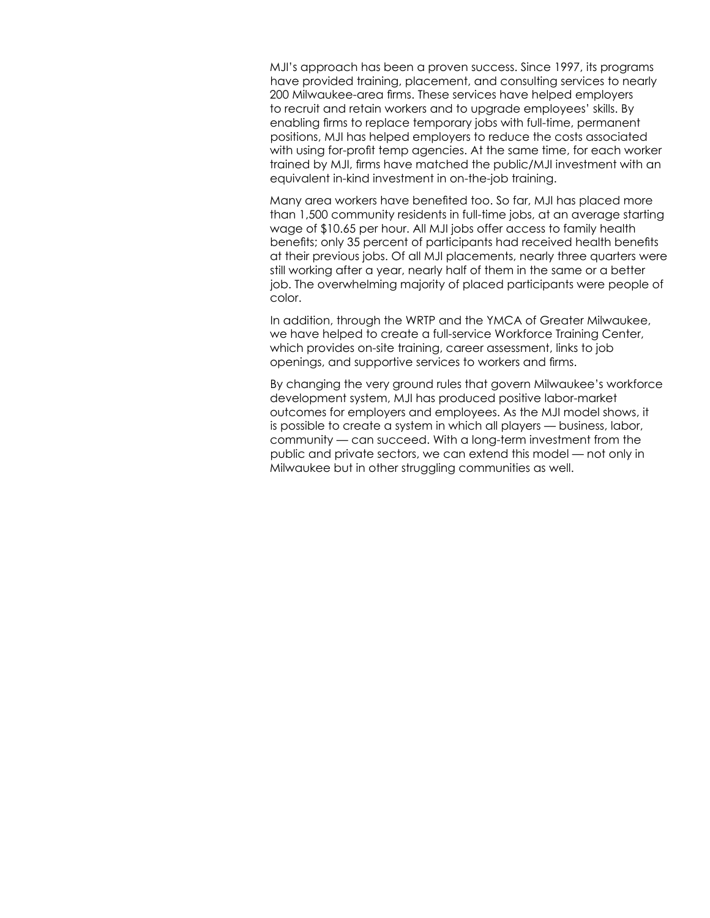MJI's approach has been a proven success. Since 1997, its programs have provided training, placement, and consulting services to nearly 200 Milwaukee-area firms. These services have helped employers to recruit and retain workers and to upgrade employees' skills. By enabling firms to replace temporary jobs with full-time, permanent positions, MJI has helped employers to reduce the costs associated with using for-profit temp agencies. At the same time, for each worker trained by MJI, firms have matched the public/MJI investment with an equivalent in-kind investment in on-the-job training.

Many area workers have benefited too. So far, MJI has placed more than 1,500 community residents in full-time jobs, at an average starting wage of $10.65 per hour. All MJI jobs offer access to family health benefits; only 35 percent of participants had received health benefits at their previous jobs. Of all MJI placements, nearly three quarters were still working after a year, nearly half of them in the same or a better job. The overwhelming majority of placed participants were people of color.

In addition, through the WRTP and the YMCA of Greater Milwaukee, we have helped to create a full-service Workforce Training Center, which provides on-site training, career assessment, links to job openings, and supportive services to workers and firms.

By changing the very ground rules that govern Milwaukee's workforce development system, MJI has produced positive labor-market outcomes for employers and employees. As the MJI model shows, it is possible to create a system in which all players — business, labor, community — can succeed. With a long-term investment from the public and private sectors, we can extend this model — not only in Milwaukee but in other struggling communities as well.